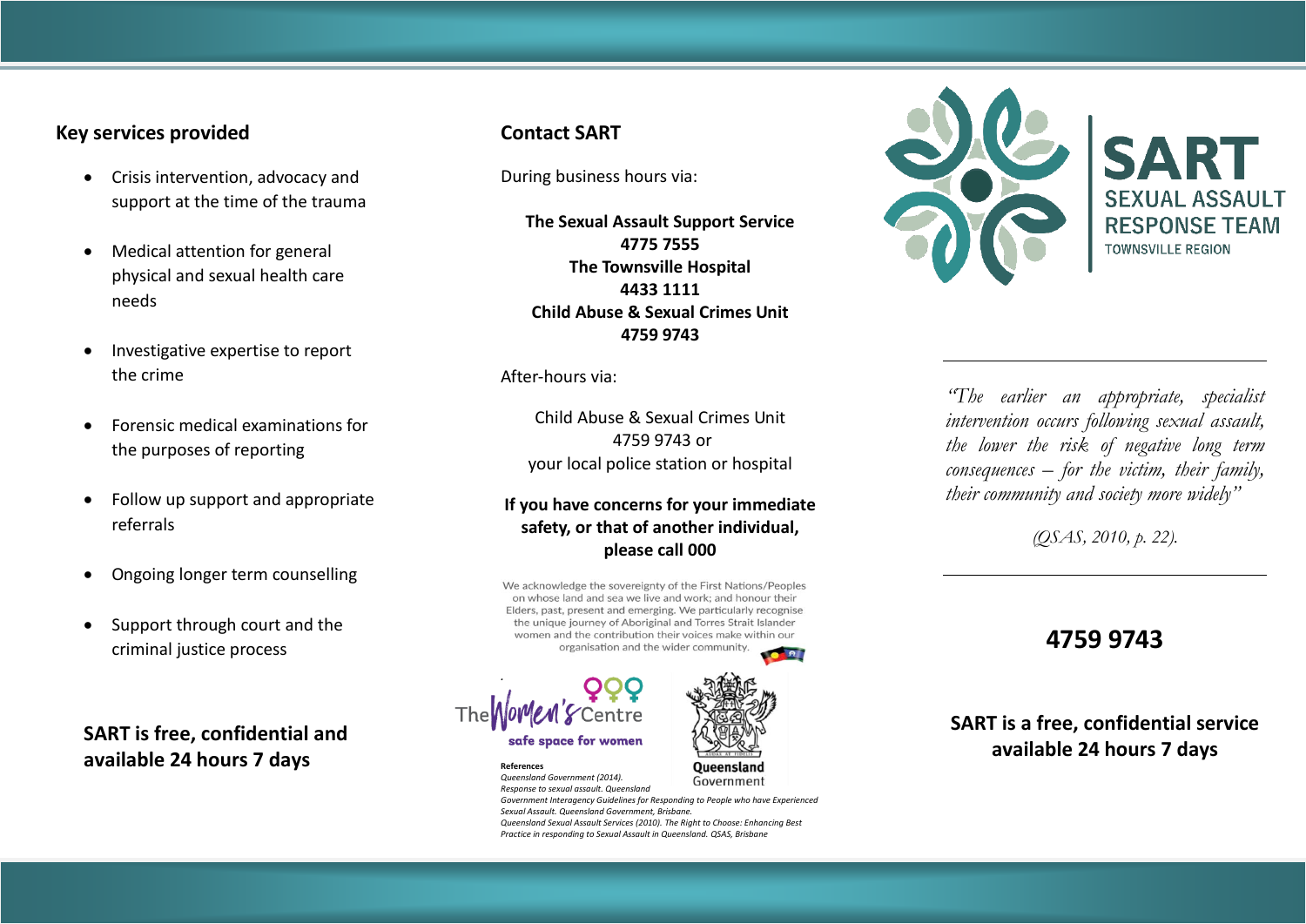## Key services provided

- Crisis intervention, advocacy and support at the time of the trauma
- Medical attention for general physical and sexual health care needs
- Investigative expertise to report the crime
- Forensic medical examinations for the purposes of reporting
- Follow up support and appropriate referrals
- Ongoing longer term counselling
- Support through court and the criminal justice process

**SART is free, confidential and available 24 hours 7 days**

## Contact SART

During business hours via:

**The Sexual Assault Support Service**
**4775 7555**
**The Townsville Hospital**
**4433 1111**
**Child Abuse & Sexual Crimes Unit**
**4759 9743**

After-hours via:

Child Abuse & Sexual Crimes Unit
4759 9743 or
your local police station or hospital

**If you have concerns for your immediate safety, or that of another individual, please call 000**

We acknowledge the sovereignty of the First Nations/Peoples on whose land and sea we live and work; and honour their Elders, past, present and emerging. We particularly recognise the unique journey of Aboriginal and Torres Strait Islander women and the contribution their voices make within our organisation and the wider community.

The Women's Centre
safe space for women

Queensland Government

**References**
*Queensland Government (2014). Response to sexual assault. Queensland Government Interagency Guidelines for Responding to People who have Experienced Sexual Assault. Queensland Government, Brisbane.*
*Queensland Sexual Assault Services (2010). The Right to Choose: Enhancing Best Practice in responding to Sexual Assault in Queensland. QSAS, Brisbane*

# SART
## SEXUAL ASSAULT RESPONSE TEAM
TOWNSVILLE REGION

---

*"The earlier an appropriate, specialist intervention occurs following sexual assault, the lower the risk of negative long term consequences – for the victim, their family, their community and society more widely"*

*(QSAS, 2010, p. 22).*

---

**4759 9743**

**SART is a free, confidential service available 24 hours 7 days**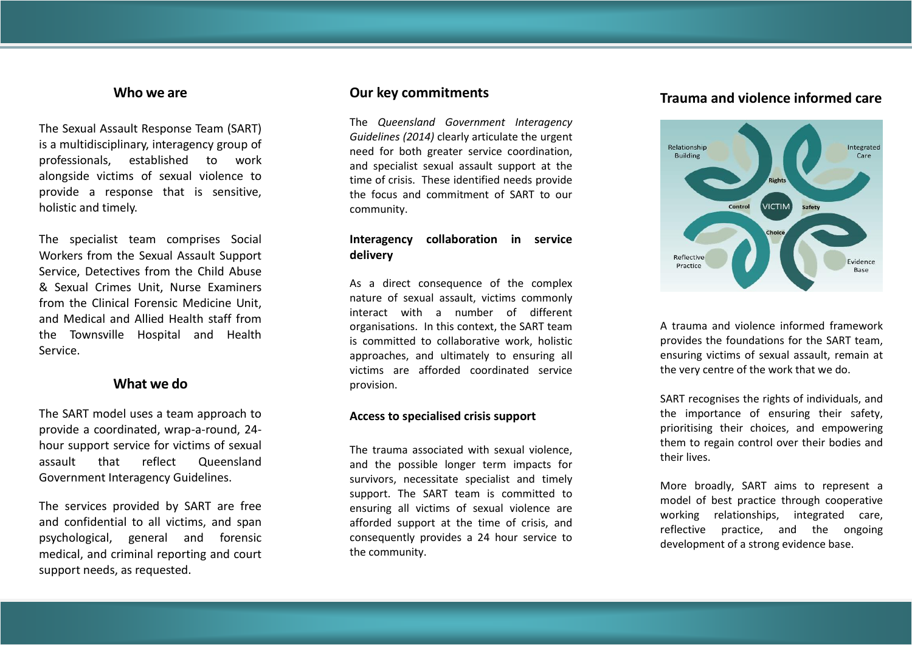## Who we are

The Sexual Assault Response Team (SART) is a multidisciplinary, interagency group of professionals, established to work alongside victims of sexual violence to provide a response that is sensitive, holistic and timely.

The specialist team comprises Social Workers from the Sexual Assault Support Service, Detectives from the Child Abuse & Sexual Crimes Unit, Nurse Examiners from the Clinical Forensic Medicine Unit, and Medical and Allied Health staff from the Townsville Hospital and Health Service.

## What we do

The SART model uses a team approach to provide a coordinated, wrap-a-round, 24-hour support service for victims of sexual assault that reflect Queensland Government Interagency Guidelines.

The services provided by SART are free and confidential to all victims, and span psychological, general and forensic medical, and criminal reporting and court support needs, as requested.

## Our key commitments

The *Queensland Government Interagency Guidelines (2014)* clearly articulate the urgent need for both greater service coordination, and specialist sexual assault support at the time of crisis. These identified needs provide the focus and commitment of SART to our community.

### Interagency collaboration in service delivery

As a direct consequence of the complex nature of sexual assault, victims commonly interact with a number of different organisations. In this context, the SART team is committed to collaborative work, holistic approaches, and ultimately to ensuring all victims are afforded coordinated service provision.

### Access to specialised crisis support

The trauma associated with sexual violence, and the possible longer term impacts for survivors, necessitate specialist and timely support. The SART team is committed to ensuring all victims of sexual violence are afforded support at the time of crisis, and consequently provides a 24 hour service to the community.

## Trauma and violence informed care

Relationship Building
Integrated Care
Rights
Control
VICTIM
Safety
Choice
Reflective Practice
Evidence Base

A trauma and violence informed framework provides the foundations for the SART team, ensuring victims of sexual assault, remain at the very centre of the work that we do.

SART recognises the rights of individuals, and the importance of ensuring their safety, prioritising their choices, and empowering them to regain control over their bodies and their lives.

More broadly, SART aims to represent a model of best practice through cooperative working relationships, integrated care, reflective practice, and the ongoing development of a strong evidence base.